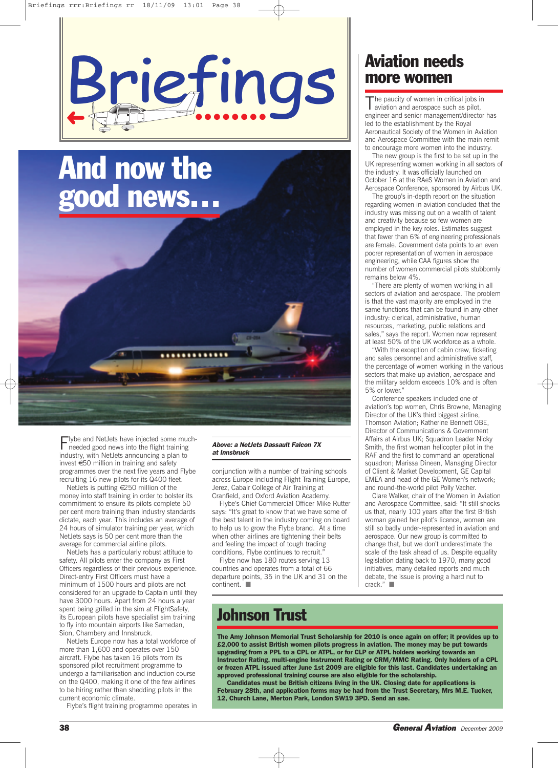# Briefings

## And now the good news...

Flybe and NetJets have injected some much-needed good news into the flight training industry, with NetJets announcing a plan to invest €50 million in training and safety programmes over the next five years and Flybe recruiting 16 new pilots for its Q400 fleet.

NetJets is putting €250 million of the money into staff training in order to bolster its commitment to ensure its pilots complete 50 per cent more training than industry standards dictate, each year. This includes an average of 24 hours of simulator training per year, which NetJets says is 50 per cent more than the average for commercial airline pilots.

NetJets has a particularly robust attitude to safety. All pilots enter the company as First Officers regardless of their previous experience. Direct-entry First Officers must have a minimum of 1500 hours and pilots are not considered for an upgrade to Captain until they have 3000 hours. Apart from 24 hours a year spent being grilled in the sim at FlightSafety, its European pilots have specialist sim training to fly into mountain airports like Samedan, Sion, Chambery and Innsbruck.

NetJets Europe now has a total workforce of more than 1,600 and operates over 150 aircraft. Flybe has taken 16 pilots from its sponsored pilot recruitment programme to undergo a familiarisation and induction course on the Q400, making it one of the few airlines to be hiring rather than shedding pilots in the current economic climate.

Flybe's flight training programme operates in conjunction with a number of training schools across Europe including Flight Training Europe, Jerez, Cabair College of Air Training at Cranfield, and Oxford Aviation Academy.

Flybe's Chief Commercial Officer Mike Rutter says: "It's great to know that we have some of the best talent in the industry coming on board to help us to grow the Flybe brand. At a time when other airlines are tightening their belts and feeling the impact of tough trading conditions, Flybe continues to recruit."

Flybe now has 180 routes serving 13 countries and operates from a total of 66 departure points, 35 in the UK and 31 on the continent. ■

***Above: a NetJets Dassault Falcon 7X at Innsbruck***

## Aviation needs more women

The paucity of women in critical jobs in aviation and aerospace such as pilot, engineer and senior management/director has led to the establishment by the Royal Aeronautical Society of the Women in Aviation and Aerospace Committee with the main remit to encourage more women into the industry.

The new group is the first to be set up in the UK representing women working in all sectors of the industry. It was officially launched on October 16 at the RAeS Women in Aviation and Aerospace Conference, sponsored by Airbus UK.

The group's in-depth report on the situation regarding women in aviation concluded that the industry was missing out on a wealth of talent and creativity because so few women are employed in the key roles. Estimates suggest that fewer than 6% of engineering professionals are female. Government data points to an even poorer representation of women in aerospace engineering, while CAA figures show the number of women commercial pilots stubbornly remains below 4%.

"There are plenty of women working in all sectors of aviation and aerospace. The problem is that the vast majority are employed in the same functions that can be found in any other industry: clerical, administrative, human resources, marketing, public relations and sales," says the report. Women now represent at least 50% of the UK workforce as a whole.

"With the exception of cabin crew, ticketing and sales personnel and administrative staff, the percentage of women working in the various sectors that make up aviation, aerospace and the military seldom exceeds 10% and is often 5% or lower."

Conference speakers included one of aviation's top women, Chris Browne, Managing Director of the UK's third biggest airline, Thomson Aviation; Katherine Bennett OBE, Director of Communications & Government Affairs at Airbus UK; Squadron Leader Nicky Smith, the first woman helicopter pilot in the RAF and the first to command an operational squadron; Marissa Dineen, Managing Director of Client & Market Development, GE Capital EMEA and head of the GE Women's network; and round-the-world pilot Polly Vacher.

Clare Walker, chair of the Women in Aviation and Aerospace Committee, said: "It still shocks us that, nearly 100 years after the first British woman gained her pilot's licence, women are still so badly under-represented in aviation and aerospace. Our new group is committed to change that, but we don't underestimate the scale of the task ahead of us. Despite equality legislation dating back to 1970, many good initiatives, many detailed reports and much debate, the issue is proving a hard nut to crack." ■

## Johnson Trust

**The Amy Johnson Memorial Trust Scholarship for 2010 is once again on offer; it provides up to £2,000 to assist British women pilots progress in aviation. The money may be put towards upgrading from a PPL to a CPL or ATPL, or for CLP or ATPL holders working towards an Instructor Rating, multi-engine Instrument Rating or CRM/MMC Rating. Only holders of a CPL or frozen ATPL issued after June 1st 2009 are eligible for this last. Candidates undertaking an approved professional training course are also eligible for the scholarship.**

**Candidates must be British citizens living in the UK. Closing date for applications is February 28th, and application forms may be had from the Trust Secretary, Mrs M.E. Tucker, 12, Church Lane, Merton Park, London SW19 3PD. Send an sae.**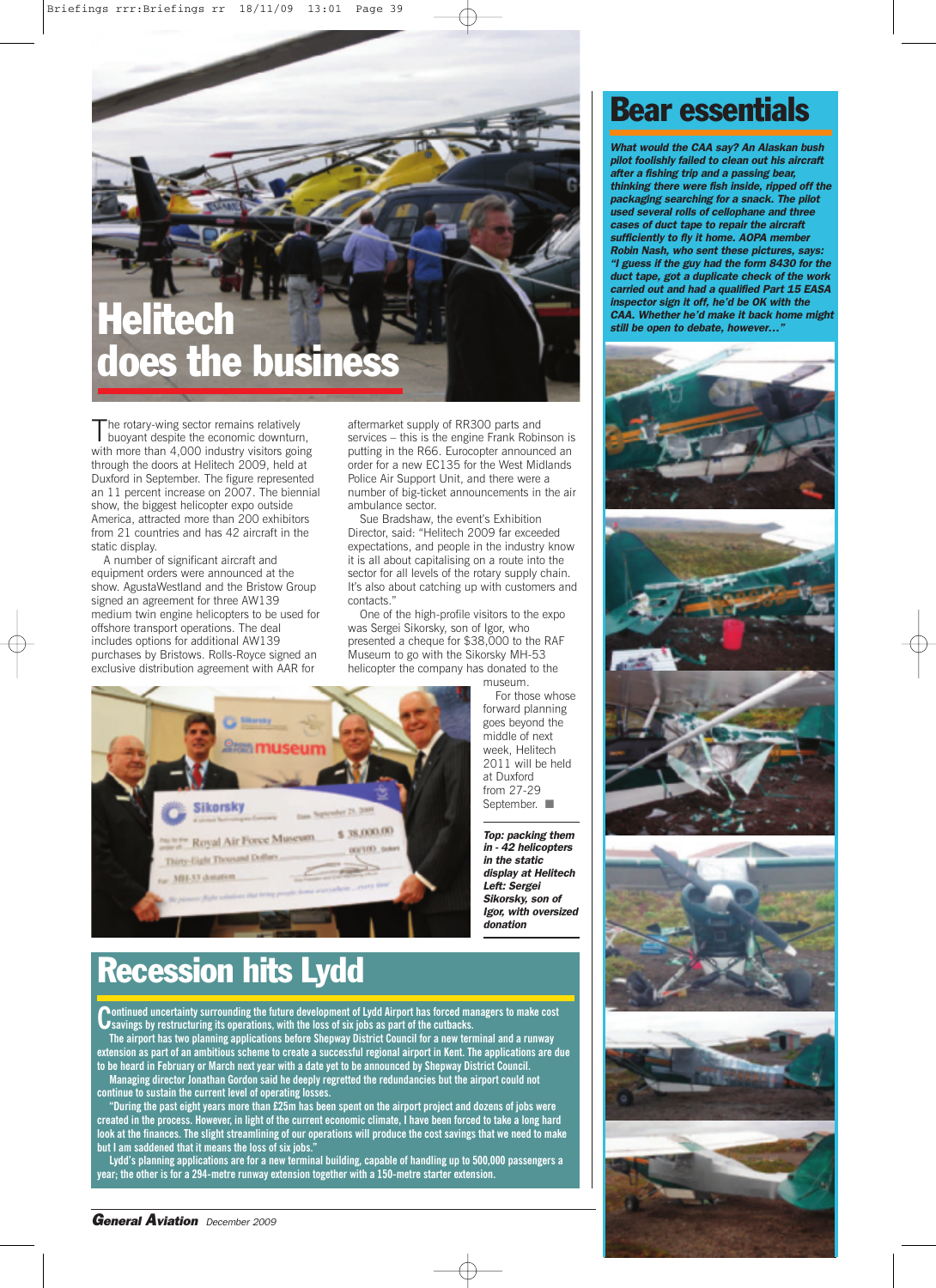# Helitech does the business

The rotary-wing sector remains relatively buoyant despite the economic downturn, with more than 4,000 industry visitors going through the doors at Helitech 2009, held at Duxford in September. The figure represented an 11 percent increase on 2007. The biennial show, the biggest helicopter expo outside America, attracted more than 200 exhibitors from 21 countries and has 42 aircraft in the static display.

A number of significant aircraft and equipment orders were announced at the show. AgustaWestland and the Bristow Group signed an agreement for three AW139 medium twin engine helicopters to be used for offshore transport operations. The deal includes options for additional AW139 purchases by Bristows. Rolls-Royce signed an exclusive distribution agreement with AAR for aftermarket supply of RR300 parts and services – this is the engine Frank Robinson is putting in the R66. Eurocopter announced an order for a new EC135 for the West Midlands Police Air Support Unit, and there were a number of big-ticket announcements in the air ambulance sector.

Sue Bradshaw, the event's Exhibition Director, said: "Helitech 2009 far exceeded expectations, and people in the industry know it is all about capitalising on a route into the sector for all levels of the rotary supply chain. It's also about catching up with customers and contacts."

One of the high-profile visitors to the expo was Sergei Sikorsky, son of Igor, who presented a cheque for $38,000 to the RAF Museum to go with the Sikorsky MH-53 helicopter the company has donated to the museum.

For those whose forward planning goes beyond the middle of next week, Helitech 2011 will be held at Duxford from 27-29 September. ■

***Top: packing them in - 42 helicopters in the static display at Helitech***
***Left: Sergei Sikorsky, son of Igor, with oversized donation***

# Recession hits Lydd

Continued uncertainty surrounding the future development of Lydd Airport has forced managers to make cost savings by restructuring its operations, with the loss of six jobs as part of the cutbacks.

The airport has two planning applications before Shepway District Council for a new terminal and a runway extension as part of an ambitious scheme to create a successful regional airport in Kent. The applications are due to be heard in February or March next year with a date yet to be announced by Shepway District Council.

Managing director Jonathan Gordon said he deeply regretted the redundancies but the airport could not continue to sustain the current level of operating losses.

"During the past eight years more than £25m has been spent on the airport project and dozens of jobs were created in the process. However, in light of the current economic climate, I have been forced to take a long hard look at the finances. The slight streamlining of our operations will produce the cost savings that we need to make but I am saddened that it means the loss of six jobs."

Lydd's planning applications are for a new terminal building, capable of handling up to 500,000 passengers a year; the other is for a 294-metre runway extension together with a 150-metre starter extension.

# Bear essentials

***What would the CAA say? An Alaskan bush pilot foolishly failed to clean out his aircraft after a fishing trip and a passing bear, thinking there were fish inside, ripped off the packaging searching for a snack. The pilot used several rolls of cellophane and three cases of duct tape to repair the aircraft sufficiently to fly it home. AOPA member Robin Nash, who sent these pictures, says: "I guess if the guy had the form 8430 for the duct tape, got a duplicate check of the work carried out and had a qualified Part 15 EASA inspector sign it off, he'd be OK with the CAA. Whether he'd make it back home might still be open to debate, however…"***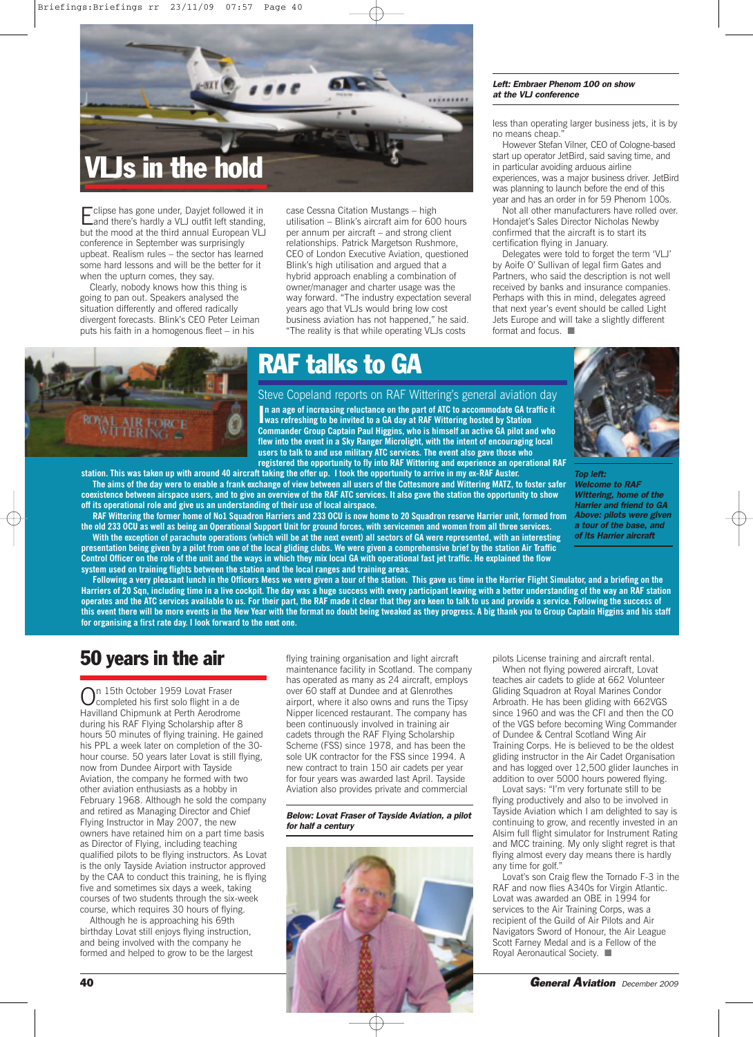# VLJs in the hold

Eclipse has gone under, Dayjet followed it in and there's hardly a VLJ outfit left standing, but the mood at the third annual European VLJ conference in September was surprisingly upbeat. Realism rules – the sector has learned some hard lessons and will be the better for it when the upturn comes, they say.

Clearly, nobody knows how this thing is going to pan out. Speakers analysed the situation differently and offered radically divergent forecasts. Blink's CEO Peter Leiman puts his faith in a homogenous fleet – in his case Cessna Citation Mustangs – high utilisation – Blink's aircraft aim for 600 hours per annum per aircraft – and strong client relationships. Patrick Margetson Rushmore, CEO of London Executive Aviation, questioned Blink's high utilisation and argued that a hybrid approach enabling a combination of owner/manager and charter usage was the way forward. "The industry expectation several years ago that VLJs would bring low cost business aviation has not happened," he said. "The reality is that while operating VLJs costs less than operating larger business jets, it is by no means cheap."

However Stefan Vilner, CEO of Cologne-based start up operator JetBird, said saving time, and in particular avoiding arduous airline experiences, was a major business driver. JetBird was planning to launch before the end of this year and has an order in for 59 Phenom 100s.

Not all other manufacturers have rolled over. Hondajet's Sales Director Nicholas Newby confirmed that the aircraft is to start its certification flying in January.

Delegates were told to forget the term 'VLJ' by Aoife O' Sullivan of legal firm Gates and Partners, who said the description is not well received by banks and insurance companies. Perhaps with this in mind, delegates agreed that next year's event should be called Light Jets Europe and will take a slightly different format and focus. ■

*Left: Embraer Phenom 100 on show at the VLJ conference*

# RAF talks to GA

## Steve Copeland reports on RAF Wittering's general aviation day

**In an age of increasing reluctance on the part of ATC to accommodate GA traffic it was refreshing to be invited to a GA day at RAF Wittering hosted by Station Commander Group Captain Paul Higgins, who is himself an active GA pilot and who flew into the event in a Sky Ranger Microlight, with the intent of encouraging local users to talk to and use military ATC services. The event also gave those who registered the opportunity to fly into RAF Wittering and experience an operational RAF station. This was taken up with around 40 aircraft taking the offer up. I took the opportunity to arrive in my ex-RAF Auster.**

**The aims of the day were to enable a frank exchange of view between all users of the Cottesmore and Wittering MATZ, to foster safer coexistence between airspace users, and to give an overview of the RAF ATC services. It also gave the station the opportunity to show off its operational role and give us an understanding of their use of local airspace.**

**RAF Wittering the former home of No1 Squadron Harriers and 233 OCU is now home to 20 Squadron reserve Harrier unit, formed from the old 233 OCU as well as being an Operational Support Unit for ground forces, with servicemen and women from all three services.**

**With the exception of parachute operations (which will be at the next event) all sectors of GA were represented, with an interesting presentation being given by a pilot from one of the local gliding clubs. We were given a comprehensive brief by the station Air Traffic Control Officer on the role of the unit and the ways in which they mix local GA with operational fast jet traffic. He explained the flow system used on training flights between the station and the local ranges and training areas.**

**Following a very pleasant lunch in the Officers Mess we were given a tour of the station. This gave us time in the Harrier Flight Simulator, and a briefing on the Harriers of 20 Sqn, including time in a live cockpit. The day was a huge success with every participant leaving with a better understanding of the way an RAF station operates and the ATC services available to us. For their part, the RAF made it clear that they are keen to talk to us and provide a service. Following the success of this event there will be more events in the New Year with the format no doubt being tweaked as they progress. A big thank you to Group Captain Higgins and his staff for organising a first rate day. I look forward to the next one.**

*Top left: Welcome to RAF Wittering, home of the Harrier and friend to GA*
*Above: pilots were given a tour of the base, and of its Harrier aircraft*

# 50 years in the air

On 15th October 1959 Lovat Fraser completed his first solo flight in a de Havilland Chipmunk at Perth Aerodrome during his RAF Flying Scholarship after 8 hours 50 minutes of flying training. He gained his PPL a week later on completion of the 30-hour course. 50 years later Lovat is still flying, now from Dundee Airport with Tayside Aviation, the company he formed with two other aviation enthusiasts as a hobby in February 1968. Although he sold the company and retired as Managing Director and Chief Flying Instructor in May 2007, the new owners have retained him on a part time basis as Director of Flying, including teaching qualified pilots to be flying instructors. As Lovat is the only Tayside Aviation instructor approved by the CAA to conduct this training, he is flying five and sometimes six days a week, taking courses of two students through the six-week course, which requires 30 hours of flying.

Although he is approaching his 69th birthday Lovat still enjoys flying instruction, and being involved with the company he formed and helped to grow to be the largest flying training organisation and light aircraft maintenance facility in Scotland. The company has operated as many as 24 aircraft, employs over 60 staff at Dundee and at Glenrothes airport, where it also owns and runs the Tipsy Nipper licenced restaurant. The company has been continuously involved in training air cadets through the RAF Flying Scholarship Scheme (FSS) since 1978, and has been the sole UK contractor for the FSS since 1994. A new contract to train 150 air cadets per year for four years was awarded last April. Tayside Aviation also provides private and commercial pilots License training and aircraft rental.

When not flying powered aircraft, Lovat teaches air cadets to glide at 662 Volunteer Gliding Squadron at Royal Marines Condor Arbroath. He has been gliding with 662VGS since 1960 and was the CFI and then the CO of the VGS before becoming Wing Commander of Dundee & Central Scotland Wing Air Training Corps. He is believed to be the oldest gliding instructor in the Air Cadet Organisation and has logged over 12,500 glider launches in addition to over 5000 hours powered flying.

Lovat says: "I'm very fortunate still to be flying productively and also to be involved in Tayside Aviation which I am delighted to say is continuing to grow, and recently invested in an Alsim full flight simulator for Instrument Rating and MCC training. My only slight regret is that flying almost every day means there is hardly any time for golf."

Lovat's son Craig flew the Tornado F-3 in the RAF and now flies A340s for Virgin Atlantic. Lovat was awarded an OBE in 1994 for services to the Air Training Corps, was a recipient of the Guild of Air Pilots and Air Navigators Sword of Honour, the Air League Scott Farney Medal and is a Fellow of the Royal Aeronautical Society. ■

*Below: Lovat Fraser of Tayside Aviation, a pilot for half a century*